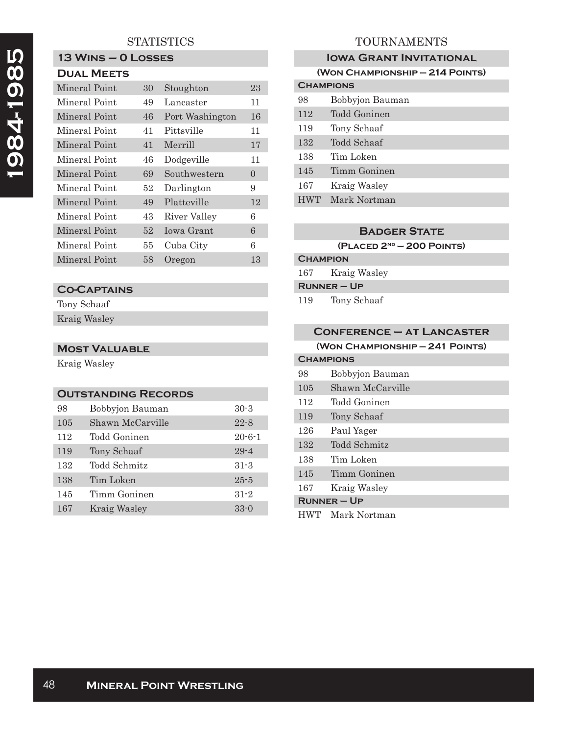# 1984-1985

## STATISTICS

### 13 Wins – 0 Losses

#### Dual Meets

| | | | |
|---|---|---|---|
| Mineral Point | 30 | Stoughton | 23 |
| Mineral Point | 49 | Lancaster | 11 |
| Mineral Point | 46 | Port Washington | 16 |
| Mineral Point | 41 | Pittsville | 11 |
| Mineral Point | 41 | Merrill | 17 |
| Mineral Point | 46 | Dodgeville | 11 |
| Mineral Point | 69 | Southwestern | 0 |
| Mineral Point | 52 | Darlington | 9 |
| Mineral Point | 49 | Platteville | 12 |
| Mineral Point | 43 | River Valley | 6 |
| Mineral Point | 52 | Iowa Grant | 6 |
| Mineral Point | 55 | Cuba City | 6 |
| Mineral Point | 58 | Oregon | 13 |

### Co-Captains

Tony Schaaf

Kraig Wasley

### Most Valuable

Kraig Wasley

### Outstanding Records

| | | |
|---|---|---|
| 98 | Bobbyjon Bauman | 30-3 |
| 105 | Shawn McCarville | 22-8 |
| 112 | Todd Goninen | 20-6-1 |
| 119 | Tony Schaaf | 29-4 |
| 132 | Todd Schmitz | 31-3 |
| 138 | Tim Loken | 25-5 |
| 145 | Timm Goninen | 31-2 |
| 167 | Kraig Wasley | 33-0 |

## TOURNAMENTS

### Iowa Grant Invitational

(Won Championship – 214 Points)

**Champions**

| | |
|---|---|
| 98 | Bobbyjon Bauman |
| 112 | Todd Goninen |
| 119 | Tony Schaaf |
| 132 | Todd Schaaf |
| 138 | Tim Loken |
| 145 | Timm Goninen |
| 167 | Kraig Wasley |
| HWT | Mark Nortman |

### Badger State

(Placed 2nd – 200 Points)

**Champion**

| | |
|---|---|
| 167 | Kraig Wasley |

**Runner – Up**

| | |
|---|---|
| 119 | Tony Schaaf |

### Conference – at Lancaster

(Won Championship – 241 Points)

**Champions**

| | |
|---|---|
| 98 | Bobbyjon Bauman |
| 105 | Shawn McCarville |
| 112 | Todd Goninen |
| 119 | Tony Schaaf |
| 126 | Paul Yager |
| 132 | Todd Schmitz |
| 138 | Tim Loken |
| 145 | Timm Goninen |
| 167 | Kraig Wasley |

**Runner – Up**

| | |
|---|---|
| HWT | Mark Nortman |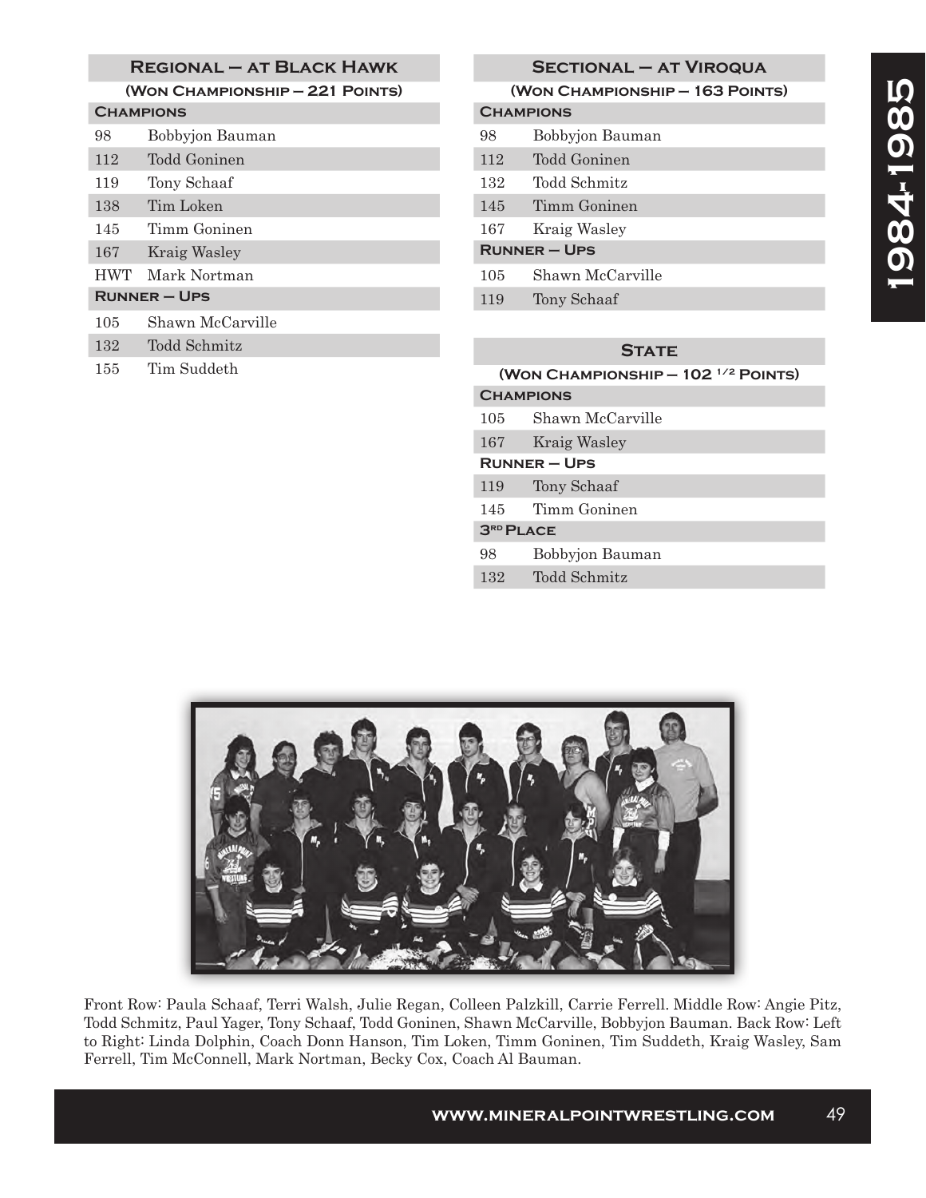## 1984-1985

## Regional — at Black Hawk

### (Won Championship – 221 Points)

| | |
|---|---|
| **Champions** | |
| 98 | Bobbyjon Bauman |
| 112 | Todd Goninen |
| 119 | Tony Schaaf |
| 138 | Tim Loken |
| 145 | Timm Goninen |
| 167 | Kraig Wasley |
| HWT | Mark Nortman |
| **Runner – Ups** | |
| 105 | Shawn McCarville |
| 132 | Todd Schmitz |
| 155 | Tim Suddeth |

## Sectional — at Viroqua

### (Won Championship – 163 Points)

| | |
|---|---|
| **Champions** | |
| 98 | Bobbyjon Bauman |
| 112 | Todd Goninen |
| 132 | Todd Schmitz |
| 145 | Timm Goninen |
| 167 | Kraig Wasley |
| **Runner – Ups** | |
| 105 | Shawn McCarville |
| 119 | Tony Schaaf |

## State

### (Won Championship – 102 1/2 Points)

| | |
|---|---|
| **Champions** | |
| 105 | Shawn McCarville |
| 167 | Kraig Wasley |
| **Runner – Ups** | |
| 119 | Tony Schaaf |
| 145 | Timm Goninen |
| **3rd Place** | |
| 98 | Bobbyjon Bauman |
| 132 | Todd Schmitz |

Front Row: Paula Schaaf, Terri Walsh, Julie Regan, Colleen Palzkill, Carrie Ferrell. Middle Row: Angie Pitz, Todd Schmitz, Paul Yager, Tony Schaaf, Todd Goninen, Shawn McCarville, Bobbyjon Bauman. Back Row: Left to Right: Linda Dolphin, Coach Donn Hanson, Tim Loken, Timm Goninen, Tim Suddeth, Kraig Wasley, Sam Ferrell, Tim McConnell, Mark Nortman, Becky Cox, Coach Al Bauman.